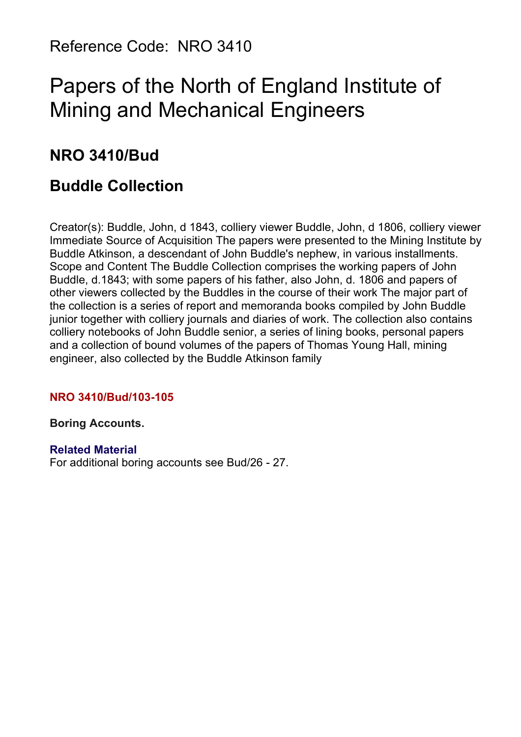Reference Code: NRO 3410

# Papers of the North of England Institute of Mining and Mechanical Engineers

## NRO 3410/Bud

## Buddle Collection

Creator(s): Buddle, John, d 1843, colliery viewer Buddle, John, d 1806, colliery viewer Immediate Source of Acquisition The papers were presented to the Mining Institute by Buddle Atkinson, a descendant of John Buddle's nephew, in various installments. Scope and Content The Buddle Collection comprises the working papers of John Buddle, d.1843; with some papers of his father, also John, d. 1806 and papers of other viewers collected by the Buddles in the course of their work The major part of the collection is a series of report and memoranda books compiled by John Buddle junior together with colliery journals and diaries of work. The collection also contains colliery notebooks of John Buddle senior, a series of lining books, personal papers and a collection of bound volumes of the papers of Thomas Young Hall, mining engineer, also collected by the Buddle Atkinson family

**NRO 3410/Bud/103-105**

**Boring Accounts.**

**Related Material**
For additional boring accounts see Bud/26 - 27.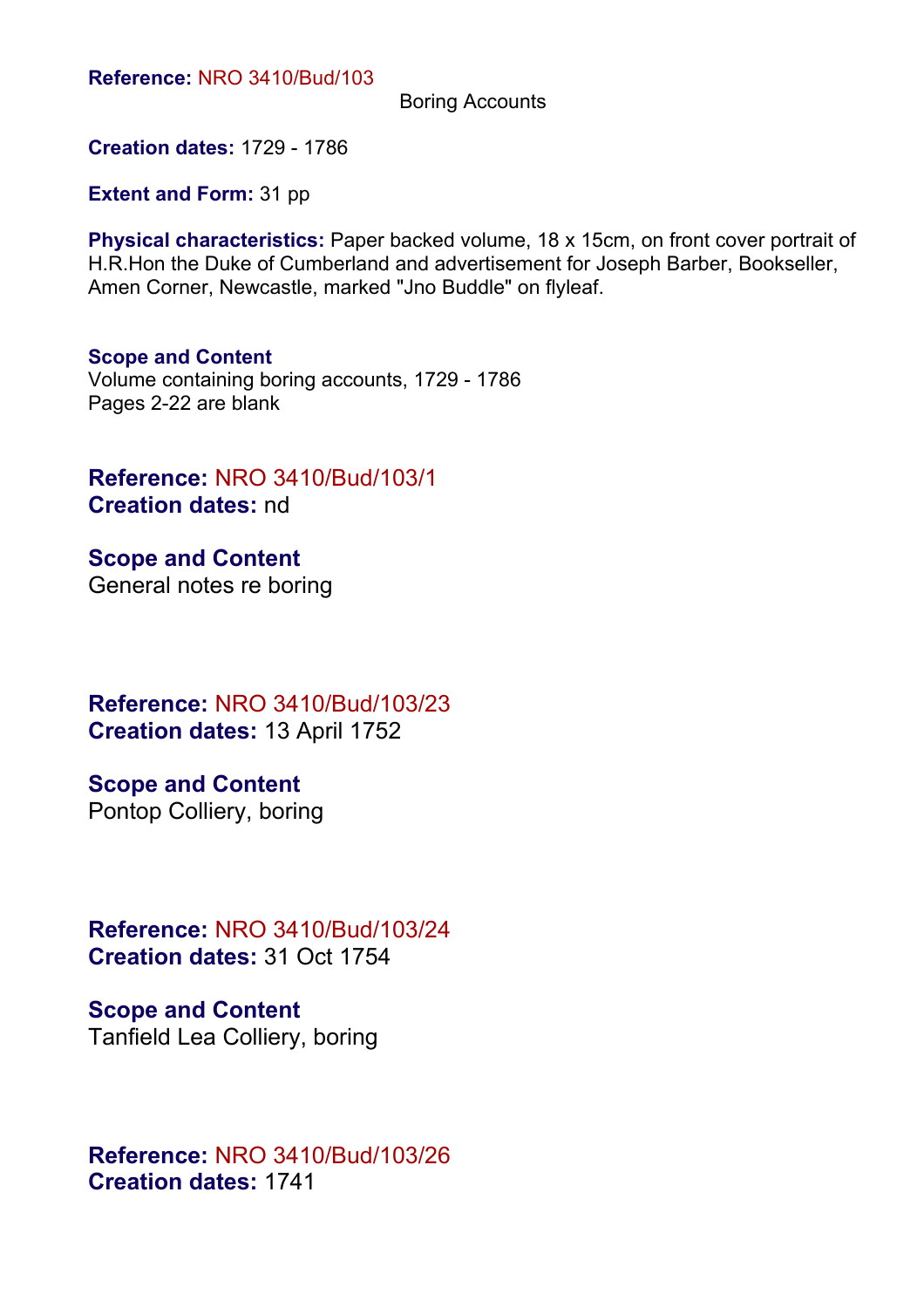**Reference:** NRO 3410/Bud/103

Boring Accounts

**Creation dates:** 1729 - 1786

**Extent and Form:** 31 pp

**Physical characteristics:** Paper backed volume, 18 x 15cm, on front cover portrait of H.R.Hon the Duke of Cumberland and advertisement for Joseph Barber, Bookseller, Amen Corner, Newcastle, marked "Jno Buddle" on flyleaf.

**Scope and Content**
Volume containing boring accounts, 1729 - 1786
Pages 2-22 are blank

**Reference:** NRO 3410/Bud/103/1
**Creation dates:** nd

**Scope and Content**
General notes re boring

**Reference:** NRO 3410/Bud/103/23
**Creation dates:** 13 April 1752

**Scope and Content**
Pontop Colliery, boring

**Reference:** NRO 3410/Bud/103/24
**Creation dates:** 31 Oct 1754

**Scope and Content**
Tanfield Lea Colliery, boring

**Reference:** NRO 3410/Bud/103/26
**Creation dates:** 1741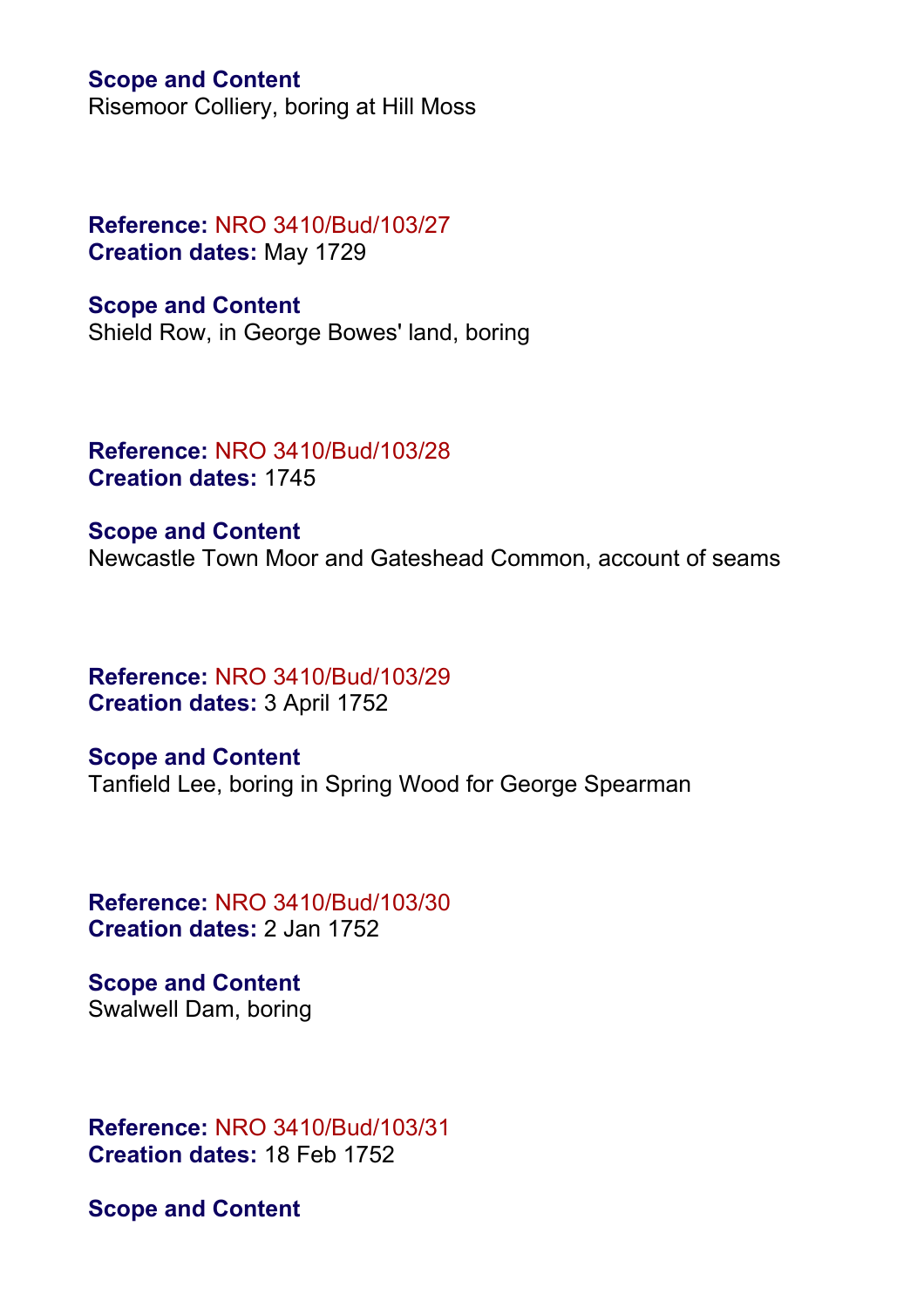**Scope and Content**
Risemoor Colliery, boring at Hill Moss

**Reference:** NRO 3410/Bud/103/27
**Creation dates:** May 1729

**Scope and Content**
Shield Row, in George Bowes' land, boring

**Reference:** NRO 3410/Bud/103/28
**Creation dates:** 1745

**Scope and Content**
Newcastle Town Moor and Gateshead Common, account of seams

**Reference:** NRO 3410/Bud/103/29
**Creation dates:** 3 April 1752

**Scope and Content**
Tanfield Lee, boring in Spring Wood for George Spearman

**Reference:** NRO 3410/Bud/103/30
**Creation dates:** 2 Jan 1752

**Scope and Content**
Swalwell Dam, boring

**Reference:** NRO 3410/Bud/103/31
**Creation dates:** 18 Feb 1752

**Scope and Content**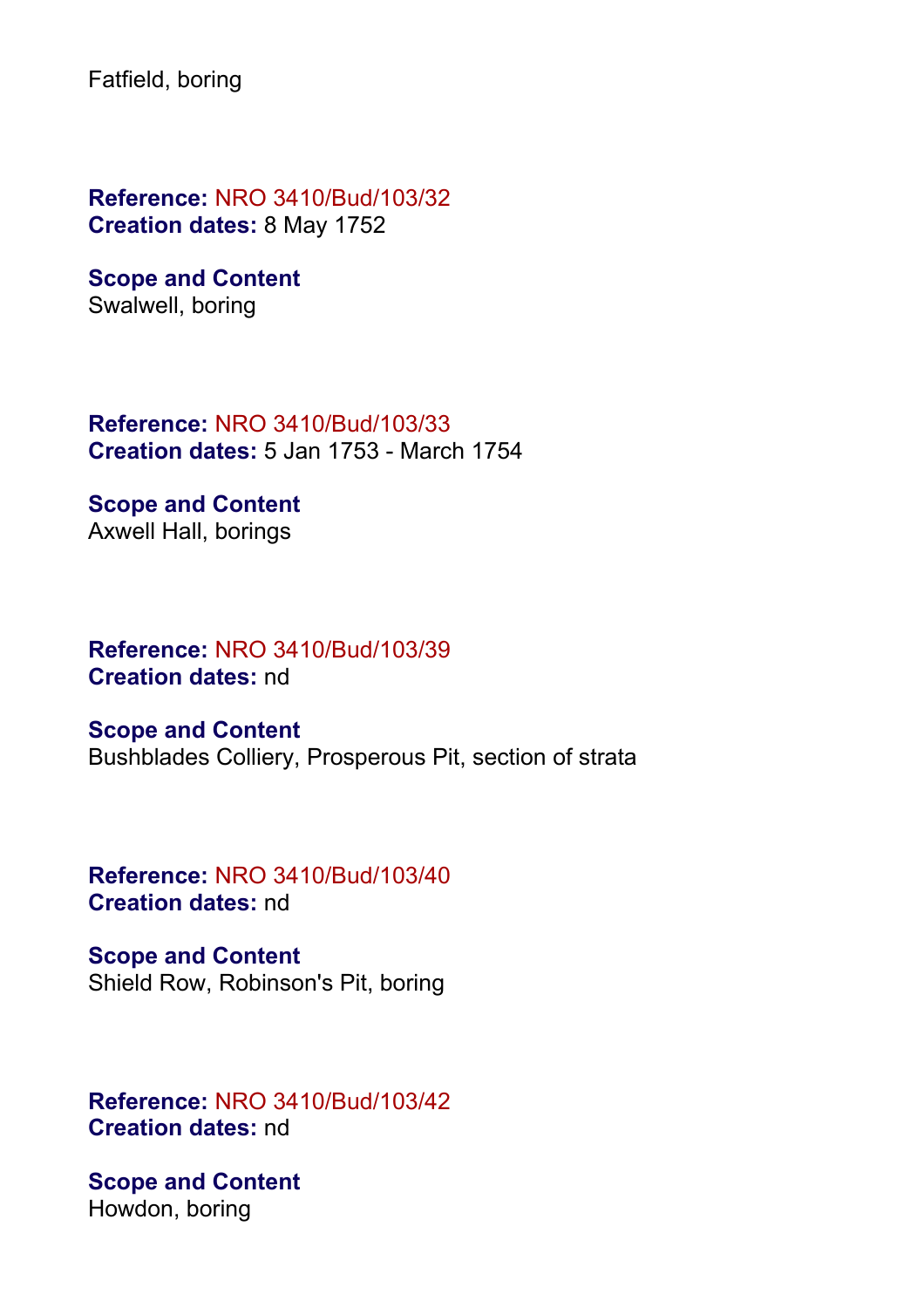Fatfield, boring

**Reference:** NRO 3410/Bud/103/32
**Creation dates:** 8 May 1752

**Scope and Content**
Swalwell, boring

**Reference:** NRO 3410/Bud/103/33
**Creation dates:** 5 Jan 1753 - March 1754

**Scope and Content**
Axwell Hall, borings

**Reference:** NRO 3410/Bud/103/39
**Creation dates:** nd

**Scope and Content**
Bushblades Colliery, Prosperous Pit, section of strata

**Reference:** NRO 3410/Bud/103/40
**Creation dates:** nd

**Scope and Content**
Shield Row, Robinson's Pit, boring

**Reference:** NRO 3410/Bud/103/42
**Creation dates:** nd

**Scope and Content**
Howdon, boring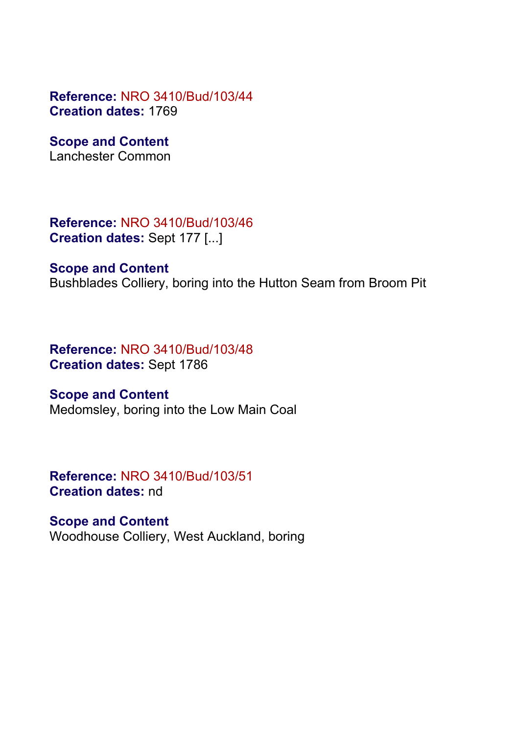**Reference:** NRO 3410/Bud/103/44
**Creation dates:** 1769

**Scope and Content**
Lanchester Common

**Reference:** NRO 3410/Bud/103/46
**Creation dates:** Sept 177 [...]

**Scope and Content**
Bushblades Colliery, boring into the Hutton Seam from Broom Pit

**Reference:** NRO 3410/Bud/103/48
**Creation dates:** Sept 1786

**Scope and Content**
Medomsley, boring into the Low Main Coal

**Reference:** NRO 3410/Bud/103/51
**Creation dates:** nd

**Scope and Content**
Woodhouse Colliery, West Auckland, boring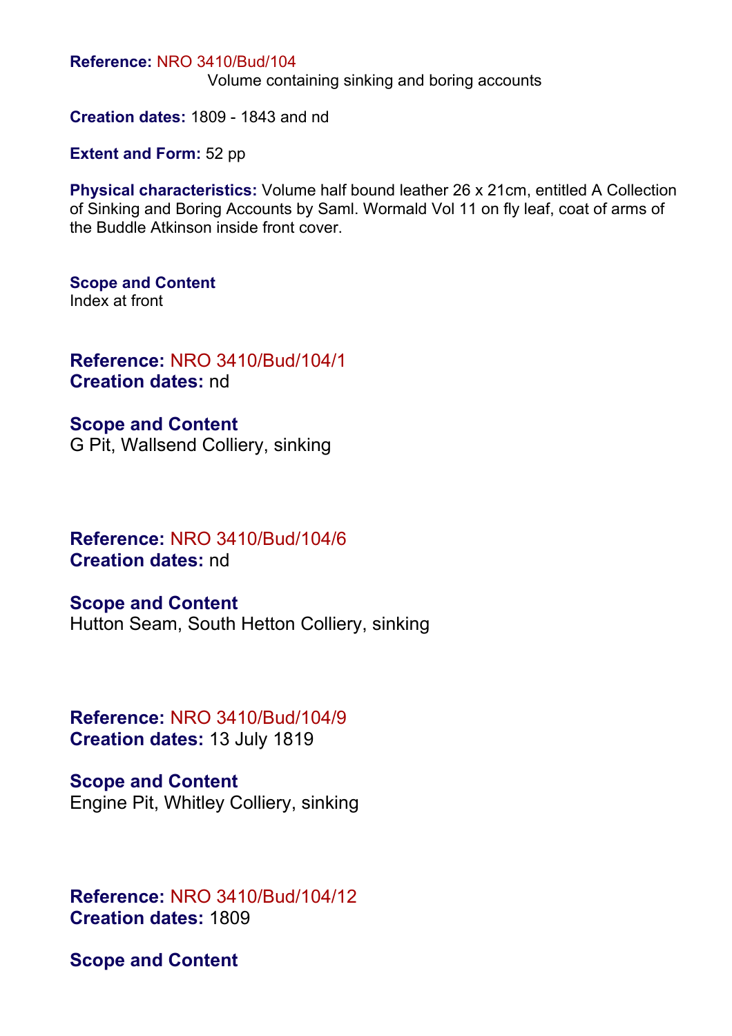**Reference:** NRO 3410/Bud/104

Volume containing sinking and boring accounts

**Creation dates:** 1809 - 1843 and nd

**Extent and Form:** 52 pp

**Physical characteristics:** Volume half bound leather 26 x 21cm, entitled A Collection of Sinking and Boring Accounts by Saml. Wormald Vol 11 on fly leaf, coat of arms of the Buddle Atkinson inside front cover.

**Scope and Content**
Index at front

**Reference:** NRO 3410/Bud/104/1
**Creation dates:** nd

**Scope and Content**
G Pit, Wallsend Colliery, sinking

**Reference:** NRO 3410/Bud/104/6
**Creation dates:** nd

**Scope and Content**
Hutton Seam, South Hetton Colliery, sinking

**Reference:** NRO 3410/Bud/104/9
**Creation dates:** 13 July 1819

**Scope and Content**
Engine Pit, Whitley Colliery, sinking

**Reference:** NRO 3410/Bud/104/12
**Creation dates:** 1809

**Scope and Content**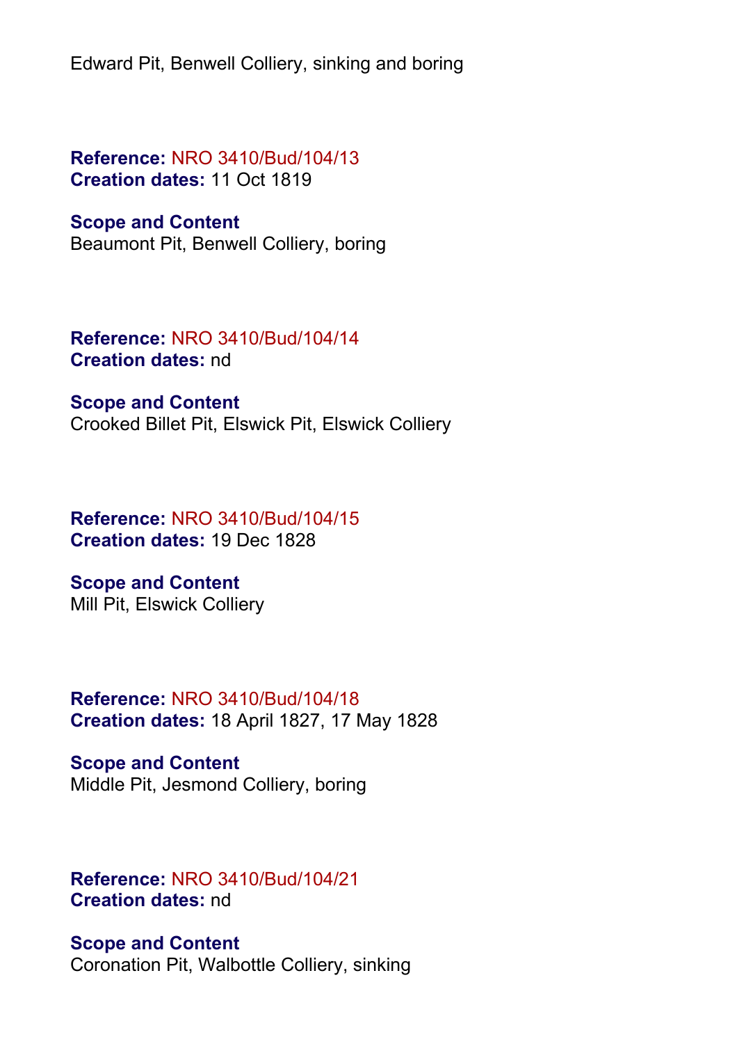Edward Pit, Benwell Colliery, sinking and boring

**Reference:** NRO 3410/Bud/104/13
**Creation dates:** 11 Oct 1819

**Scope and Content**
Beaumont Pit, Benwell Colliery, boring

**Reference:** NRO 3410/Bud/104/14
**Creation dates:** nd

**Scope and Content**
Crooked Billet Pit, Elswick Pit, Elswick Colliery

**Reference:** NRO 3410/Bud/104/15
**Creation dates:** 19 Dec 1828

**Scope and Content**
Mill Pit, Elswick Colliery

**Reference:** NRO 3410/Bud/104/18
**Creation dates:** 18 April 1827, 17 May 1828

**Scope and Content**
Middle Pit, Jesmond Colliery, boring

**Reference:** NRO 3410/Bud/104/21
**Creation dates:** nd

**Scope and Content**
Coronation Pit, Walbottle Colliery, sinking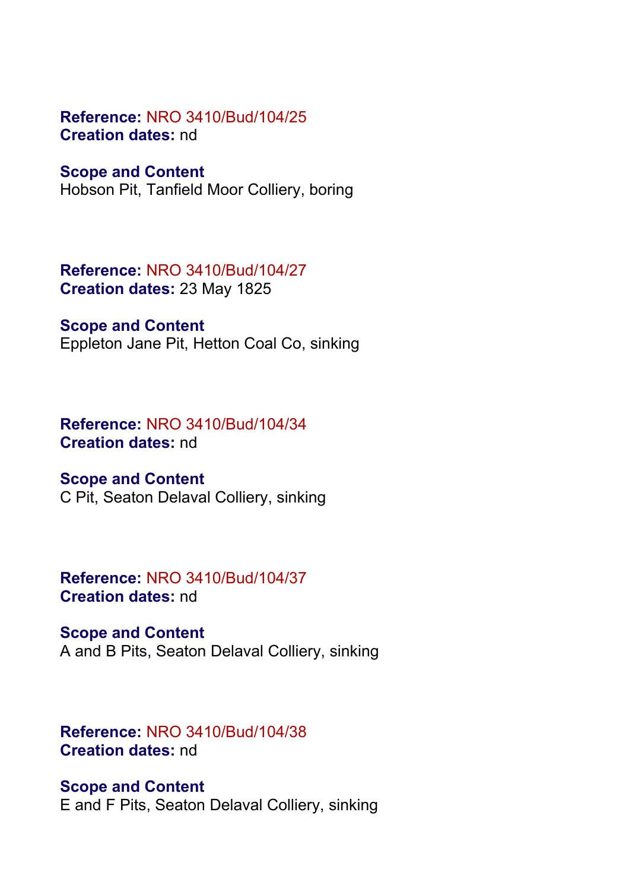**Reference:** NRO 3410/Bud/104/25
**Creation dates:** nd

**Scope and Content**
Hobson Pit, Tanfield Moor Colliery, boring

**Reference:** NRO 3410/Bud/104/27
**Creation dates:** 23 May 1825

**Scope and Content**
Eppleton Jane Pit, Hetton Coal Co, sinking

**Reference:** NRO 3410/Bud/104/34
**Creation dates:** nd

**Scope and Content**
C Pit, Seaton Delaval Colliery, sinking

**Reference:** NRO 3410/Bud/104/37
**Creation dates:** nd

**Scope and Content**
A and B Pits, Seaton Delaval Colliery, sinking

**Reference:** NRO 3410/Bud/104/38
**Creation dates:** nd

**Scope and Content**
E and F Pits, Seaton Delaval Colliery, sinking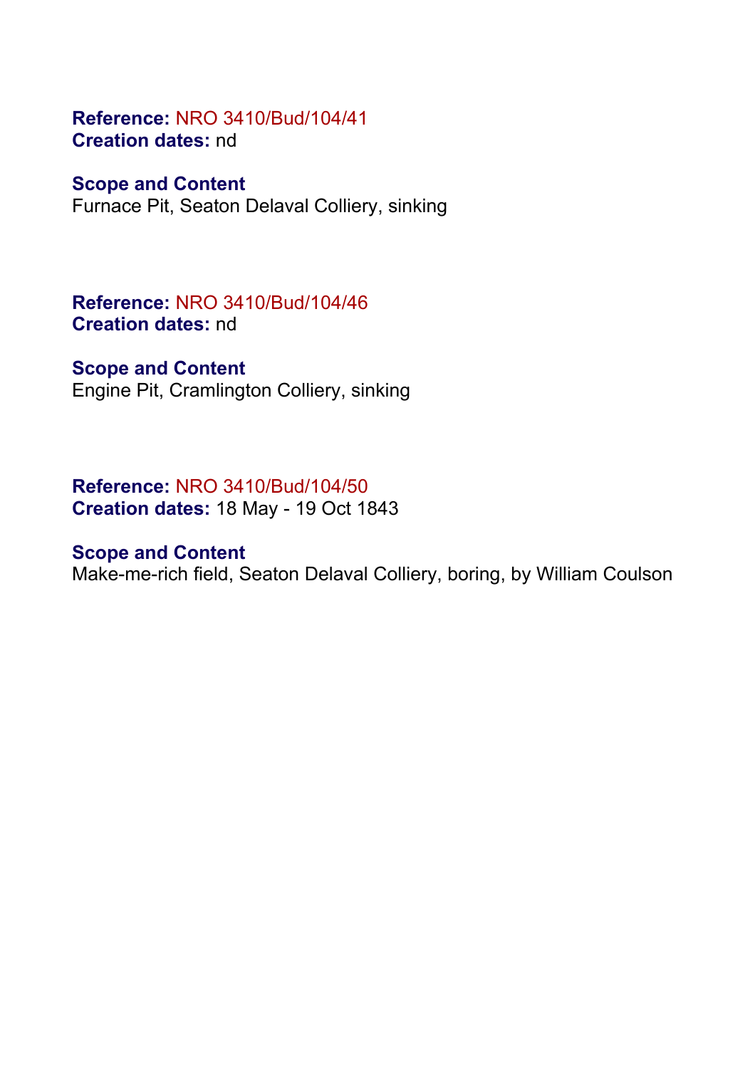**Reference:** NRO 3410/Bud/104/41
**Creation dates:** nd

**Scope and Content**
Furnace Pit, Seaton Delaval Colliery, sinking

**Reference:** NRO 3410/Bud/104/46
**Creation dates:** nd

**Scope and Content**
Engine Pit, Cramlington Colliery, sinking

**Reference:** NRO 3410/Bud/104/50
**Creation dates:** 18 May - 19 Oct 1843

**Scope and Content**
Make-me-rich field, Seaton Delaval Colliery, boring, by William Coulson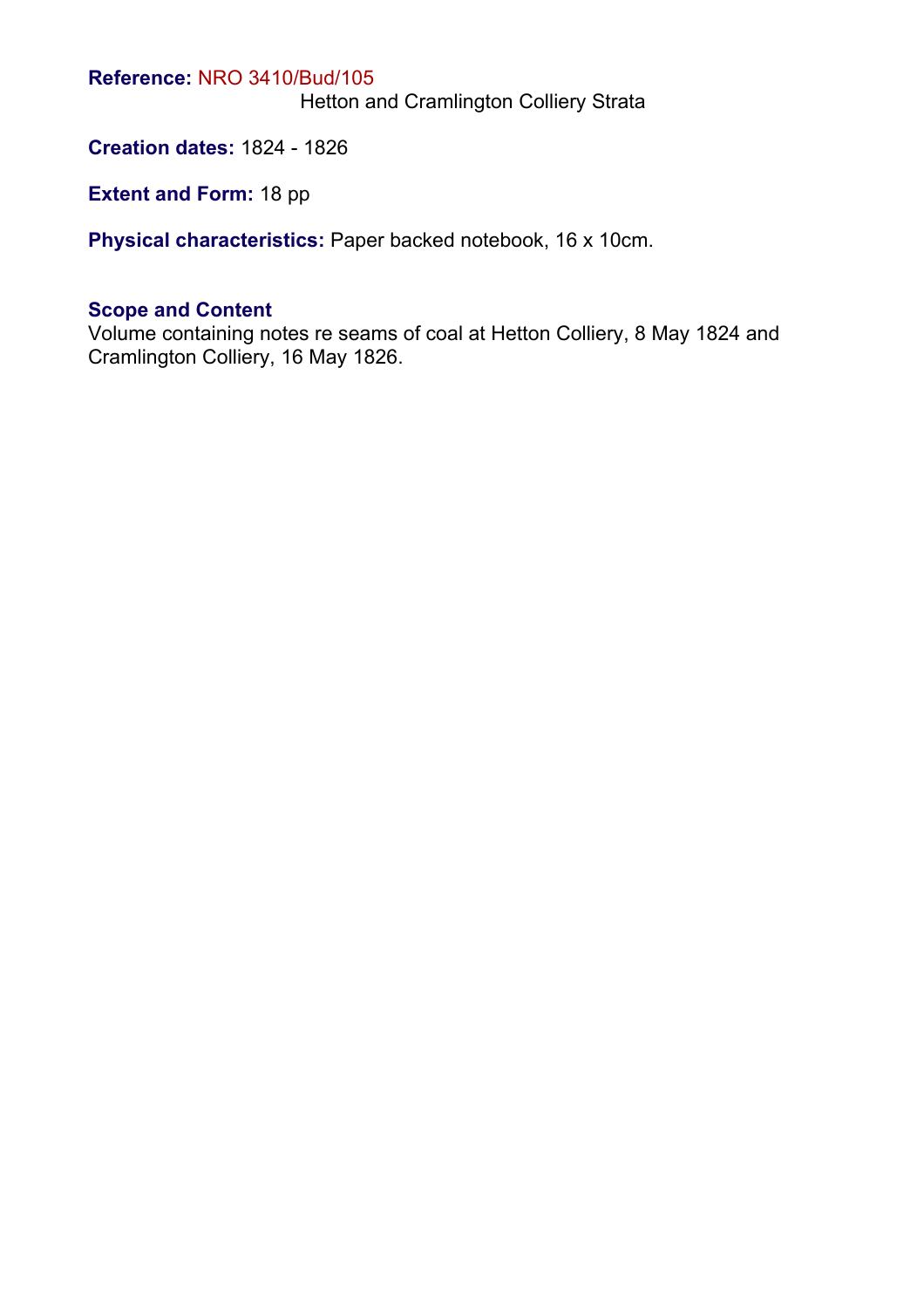**Reference:** NRO 3410/Bud/105

Hetton and Cramlington Colliery Strata

**Creation dates:** 1824 - 1826

**Extent and Form:** 18 pp

**Physical characteristics:** Paper backed notebook, 16 x 10cm.

**Scope and Content**

Volume containing notes re seams of coal at Hetton Colliery, 8 May 1824 and Cramlington Colliery, 16 May 1826.